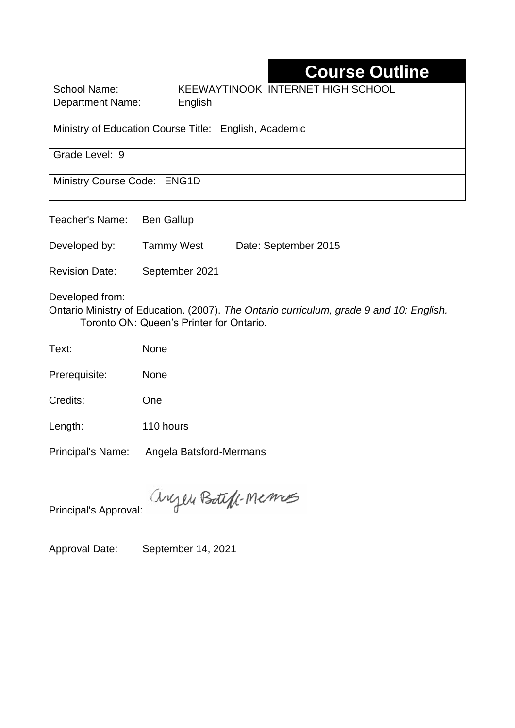# Course Outline

School Name: KEEWAYTINOOK INTERNET HIGH SCHOOL
Department Name: English

Ministry of Education Course Title: English, Academic

Grade Level: 9

Ministry Course Code: ENG1D

Teacher's Name: Ben Gallup

Developed by: Tammy West Date: September 2015

Revision Date: September 2021

Developed from:
Ontario Ministry of Education. (2007). *The Ontario curriculum, grade 9 and 10: English.* Toronto ON: Queen's Printer for Ontario.

Text: None

Prerequisite: None

Credits: One

Length: 110 hours

Principal's Name: Angela Batsford-Mermans

Principal's Approval: Angela Batsford-Mermans

Approval Date: September 14, 2021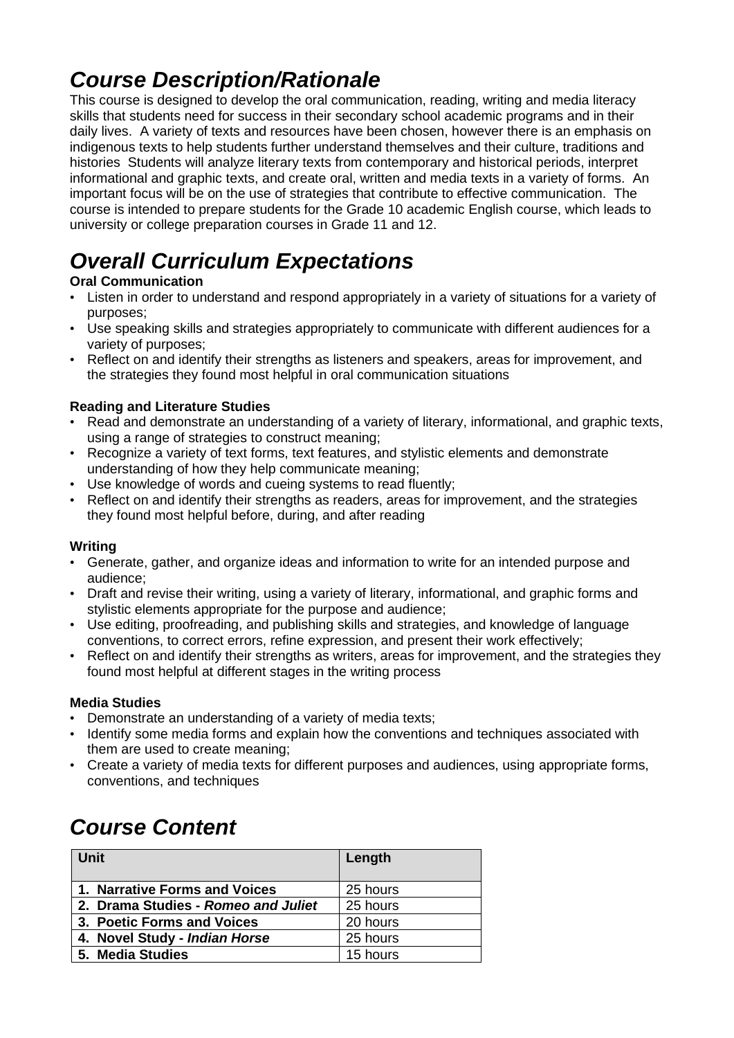# *Course Description/Rationale*

This course is designed to develop the oral communication, reading, writing and media literacy skills that students need for success in their secondary school academic programs and in their daily lives. A variety of texts and resources have been chosen, however there is an emphasis on indigenous texts to help students further understand themselves and their culture, traditions and histories Students will analyze literary texts from contemporary and historical periods, interpret informational and graphic texts, and create oral, written and media texts in a variety of forms. An important focus will be on the use of strategies that contribute to effective communication. The course is intended to prepare students for the Grade 10 academic English course, which leads to university or college preparation courses in Grade 11 and 12.

# *Overall Curriculum Expectations*

**Oral Communication**

- Listen in order to understand and respond appropriately in a variety of situations for a variety of purposes;
- Use speaking skills and strategies appropriately to communicate with different audiences for a variety of purposes;
- Reflect on and identify their strengths as listeners and speakers, areas for improvement, and the strategies they found most helpful in oral communication situations

**Reading and Literature Studies**

- Read and demonstrate an understanding of a variety of literary, informational, and graphic texts, using a range of strategies to construct meaning;
- Recognize a variety of text forms, text features, and stylistic elements and demonstrate understanding of how they help communicate meaning;
- Use knowledge of words and cueing systems to read fluently;
- Reflect on and identify their strengths as readers, areas for improvement, and the strategies they found most helpful before, during, and after reading

**Writing**

- Generate, gather, and organize ideas and information to write for an intended purpose and audience;
- Draft and revise their writing, using a variety of literary, informational, and graphic forms and stylistic elements appropriate for the purpose and audience;
- Use editing, proofreading, and publishing skills and strategies, and knowledge of language conventions, to correct errors, refine expression, and present their work effectively;
- Reflect on and identify their strengths as writers, areas for improvement, and the strategies they found most helpful at different stages in the writing process

**Media Studies**

- Demonstrate an understanding of a variety of media texts;
- Identify some media forms and explain how the conventions and techniques associated with them are used to create meaning;
- Create a variety of media texts for different purposes and audiences, using appropriate forms, conventions, and techniques

# *Course Content*

| Unit | Length |
|---|---|
| **1. Narrative Forms and Voices** | 25 hours |
| **2. Drama Studies - *Romeo and Juliet*** | 25 hours |
| **3. Poetic Forms and Voices** | 20 hours |
| **4. Novel Study - *Indian Horse*** | 25 hours |
| **5. Media Studies** | 15 hours |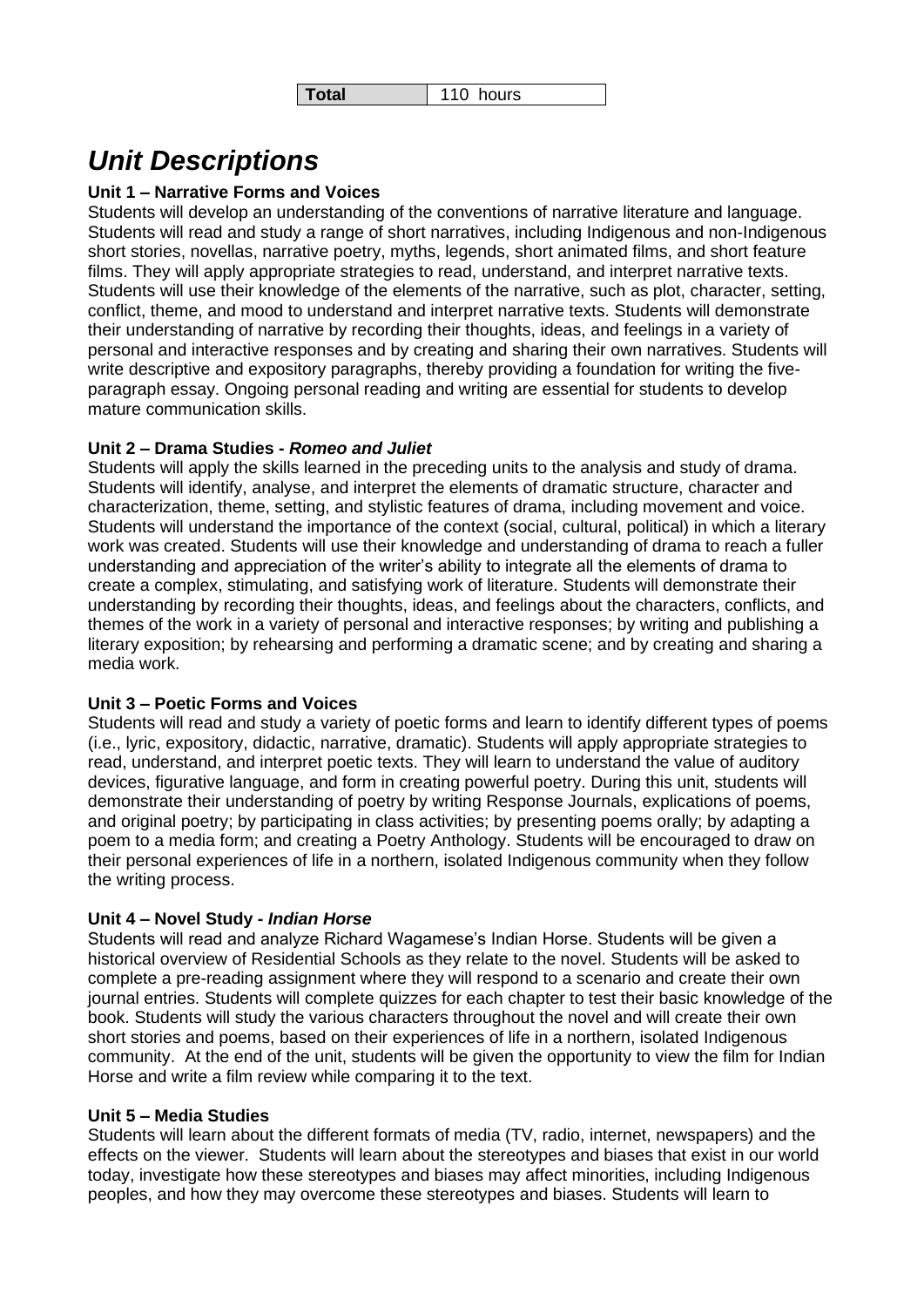| **Total** | 110 hours |
|---|---|

# *Unit Descriptions*

**Unit 1 – Narrative Forms and Voices**

Students will develop an understanding of the conventions of narrative literature and language. Students will read and study a range of short narratives, including Indigenous and non-Indigenous short stories, novellas, narrative poetry, myths, legends, short animated films, and short feature films. They will apply appropriate strategies to read, understand, and interpret narrative texts. Students will use their knowledge of the elements of the narrative, such as plot, character, setting, conflict, theme, and mood to understand and interpret narrative texts. Students will demonstrate their understanding of narrative by recording their thoughts, ideas, and feelings in a variety of personal and interactive responses and by creating and sharing their own narratives. Students will write descriptive and expository paragraphs, thereby providing a foundation for writing the five-paragraph essay. Ongoing personal reading and writing are essential for students to develop mature communication skills.

**Unit 2 – Drama Studies - *Romeo and Juliet***

Students will apply the skills learned in the preceding units to the analysis and study of drama. Students will identify, analyse, and interpret the elements of dramatic structure, character and characterization, theme, setting, and stylistic features of drama, including movement and voice. Students will understand the importance of the context (social, cultural, political) in which a literary work was created. Students will use their knowledge and understanding of drama to reach a fuller understanding and appreciation of the writer's ability to integrate all the elements of drama to create a complex, stimulating, and satisfying work of literature. Students will demonstrate their understanding by recording their thoughts, ideas, and feelings about the characters, conflicts, and themes of the work in a variety of personal and interactive responses; by writing and publishing a literary exposition; by rehearsing and performing a dramatic scene; and by creating and sharing a media work.

**Unit 3 – Poetic Forms and Voices**

Students will read and study a variety of poetic forms and learn to identify different types of poems (i.e., lyric, expository, didactic, narrative, dramatic). Students will apply appropriate strategies to read, understand, and interpret poetic texts. They will learn to understand the value of auditory devices, figurative language, and form in creating powerful poetry. During this unit, students will demonstrate their understanding of poetry by writing Response Journals, explications of poems, and original poetry; by participating in class activities; by presenting poems orally; by adapting a poem to a media form; and creating a Poetry Anthology. Students will be encouraged to draw on their personal experiences of life in a northern, isolated Indigenous community when they follow the writing process.

**Unit 4 – Novel Study - *Indian Horse***

Students will read and analyze Richard Wagamese's Indian Horse. Students will be given a historical overview of Residential Schools as they relate to the novel. Students will be asked to complete a pre-reading assignment where they will respond to a scenario and create their own journal entries. Students will complete quizzes for each chapter to test their basic knowledge of the book. Students will study the various characters throughout the novel and will create their own short stories and poems, based on their experiences of life in a northern, isolated Indigenous community. At the end of the unit, students will be given the opportunity to view the film for Indian Horse and write a film review while comparing it to the text.

**Unit 5 – Media Studies**

Students will learn about the different formats of media (TV, radio, internet, newspapers) and the effects on the viewer. Students will learn about the stereotypes and biases that exist in our world today, investigate how these stereotypes and biases may affect minorities, including Indigenous peoples, and how they may overcome these stereotypes and biases. Students will learn to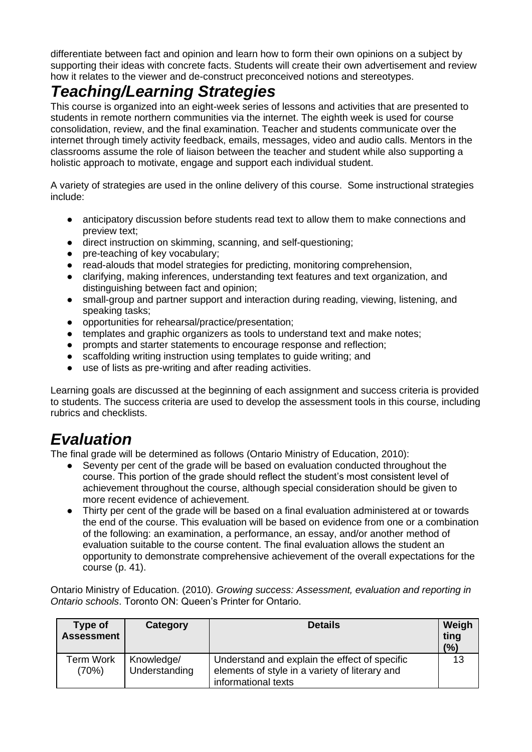differentiate between fact and opinion and learn how to form their own opinions on a subject by supporting their ideas with concrete facts. Students will create their own advertisement and review how it relates to the viewer and de-construct preconceived notions and stereotypes.

# *Teaching/Learning Strategies*

This course is organized into an eight-week series of lessons and activities that are presented to students in remote northern communities via the internet. The eighth week is used for course consolidation, review, and the final examination. Teacher and students communicate over the internet through timely activity feedback, emails, messages, video and audio calls. Mentors in the classrooms assume the role of liaison between the teacher and student while also supporting a holistic approach to motivate, engage and support each individual student.

A variety of strategies are used in the online delivery of this course. Some instructional strategies include:

- anticipatory discussion before students read text to allow them to make connections and preview text;
- direct instruction on skimming, scanning, and self-questioning;
- pre-teaching of key vocabulary;
- read-alouds that model strategies for predicting, monitoring comprehension,
- clarifying, making inferences, understanding text features and text organization, and distinguishing between fact and opinion;
- small-group and partner support and interaction during reading, viewing, listening, and speaking tasks;
- opportunities for rehearsal/practice/presentation;
- templates and graphic organizers as tools to understand text and make notes;
- prompts and starter statements to encourage response and reflection;
- scaffolding writing instruction using templates to guide writing; and
- use of lists as pre-writing and after reading activities.

Learning goals are discussed at the beginning of each assignment and success criteria is provided to students. The success criteria are used to develop the assessment tools in this course, including rubrics and checklists.

# *Evaluation*

The final grade will be determined as follows (Ontario Ministry of Education, 2010):

- Seventy per cent of the grade will be based on evaluation conducted throughout the course. This portion of the grade should reflect the student's most consistent level of achievement throughout the course, although special consideration should be given to more recent evidence of achievement.
- Thirty per cent of the grade will be based on a final evaluation administered at or towards the end of the course. This evaluation will be based on evidence from one or a combination of the following: an examination, a performance, an essay, and/or another method of evaluation suitable to the course content. The final evaluation allows the student an opportunity to demonstrate comprehensive achievement of the overall expectations for the course (p. 41).

Ontario Ministry of Education. (2010). *Growing success: Assessment, evaluation and reporting in Ontario schools*. Toronto ON: Queen's Printer for Ontario.

| Type of Assessment | Category | Details | Weighting (%) |
|---|---|---|---|
| Term Work (70%) | Knowledge/ Understanding | Understand and explain the effect of specific elements of style in a variety of literary and informational texts | 13 |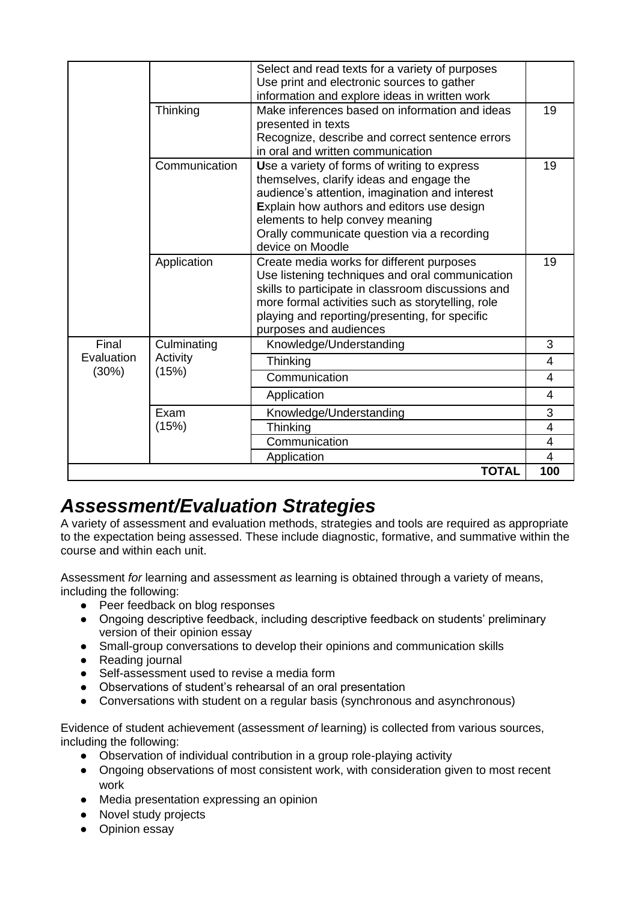| | | | |
|---|---|---|---|
| | | Select and read texts for a variety of purposes<br>Use print and electronic sources to gather information and explore ideas in written work | |
| | Thinking | Make inferences based on information and ideas presented in texts<br>Recognize, describe and correct sentence errors in oral and written communication | 19 |
| | Communication | **U**se a variety of forms of writing to express themselves, clarify ideas and engage the audience's attention, imagination and interest<br>**E**xplain how authors and editors use design elements to help convey meaning<br>Orally communicate question via a recording device on Moodle | 19 |
| | Application | Create media works for different purposes<br>Use listening techniques and oral communication skills to participate in classroom discussions and more formal activities such as storytelling, role playing and reporting/presenting, for specific purposes and audiences | 19 |
| Final Evaluation (30%) | Culminating Activity (15%) | Knowledge/Understanding | 3 |
| | | Thinking | 4 |
| | | Communication | 4 |
| | | Application | 4 |
| | Exam (15%) | Knowledge/Understanding | 3 |
| | | Thinking | 4 |
| | | Communication | 4 |
| | | Application | 4 |
| | | **TOTAL** | **100** |

## *Assessment/Evaluation Strategies*

A variety of assessment and evaluation methods, strategies and tools are required as appropriate to the expectation being assessed. These include diagnostic, formative, and summative within the course and within each unit.

Assessment *for* learning and assessment *as* learning is obtained through a variety of means, including the following:

- Peer feedback on blog responses
- Ongoing descriptive feedback, including descriptive feedback on students' preliminary version of their opinion essay
- Small-group conversations to develop their opinions and communication skills
- Reading journal
- Self-assessment used to revise a media form
- Observations of student's rehearsal of an oral presentation
- Conversations with student on a regular basis (synchronous and asynchronous)

Evidence of student achievement (assessment *of* learning) is collected from various sources, including the following:

- Observation of individual contribution in a group role-playing activity
- Ongoing observations of most consistent work, with consideration given to most recent work
- Media presentation expressing an opinion
- Novel study projects
- Opinion essay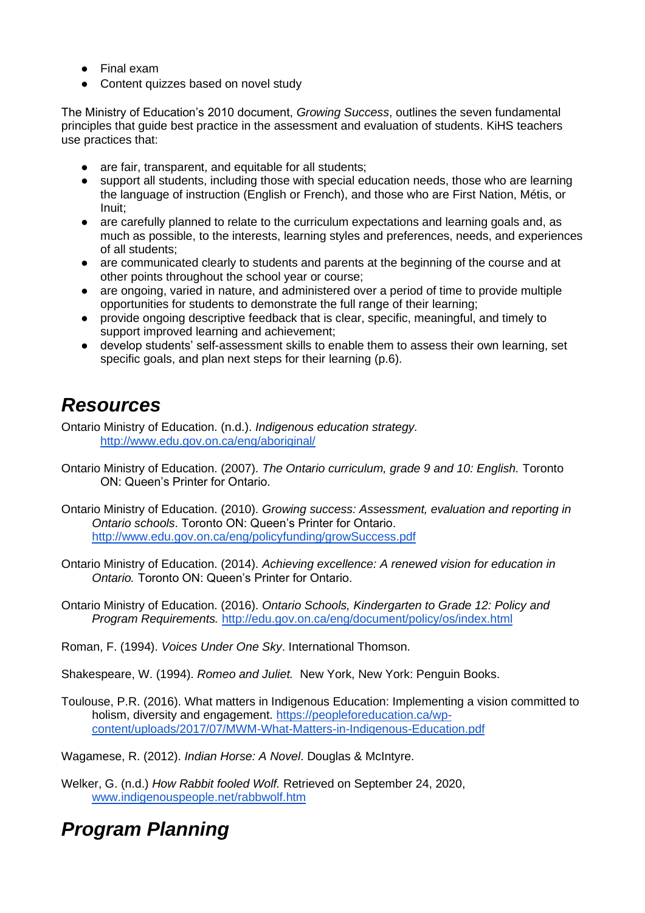- Final exam
- Content quizzes based on novel study

The Ministry of Education's 2010 document, *Growing Success*, outlines the seven fundamental principles that guide best practice in the assessment and evaluation of students. KiHS teachers use practices that:

- are fair, transparent, and equitable for all students;
- support all students, including those with special education needs, those who are learning the language of instruction (English or French), and those who are First Nation, Métis, or Inuit;
- are carefully planned to relate to the curriculum expectations and learning goals and, as much as possible, to the interests, learning styles and preferences, needs, and experiences of all students;
- are communicated clearly to students and parents at the beginning of the course and at other points throughout the school year or course;
- are ongoing, varied in nature, and administered over a period of time to provide multiple opportunities for students to demonstrate the full range of their learning;
- provide ongoing descriptive feedback that is clear, specific, meaningful, and timely to support improved learning and achievement;
- develop students' self-assessment skills to enable them to assess their own learning, set specific goals, and plan next steps for their learning (p.6).

## *Resources*

Ontario Ministry of Education. (n.d.). *Indigenous education strategy.* http://www.edu.gov.on.ca/eng/aboriginal/

Ontario Ministry of Education. (2007). *The Ontario curriculum, grade 9 and 10: English.* Toronto ON: Queen's Printer for Ontario.

Ontario Ministry of Education. (2010). *Growing success: Assessment, evaluation and reporting in Ontario schools*. Toronto ON: Queen's Printer for Ontario. http://www.edu.gov.on.ca/eng/policyfunding/growSuccess.pdf

Ontario Ministry of Education. (2014). *Achieving excellence: A renewed vision for education in Ontario.* Toronto ON: Queen's Printer for Ontario.

Ontario Ministry of Education. (2016). *Ontario Schools, Kindergarten to Grade 12: Policy and Program Requirements.* http://edu.gov.on.ca/eng/document/policy/os/index.html

Roman, F. (1994). *Voices Under One Sky*. International Thomson.

Shakespeare, W. (1994). *Romeo and Juliet.* New York, New York: Penguin Books.

Toulouse, P.R. (2016). What matters in Indigenous Education: Implementing a vision committed to holism, diversity and engagement. https://peopleforeducation.ca/wp-content/uploads/2017/07/MWM-What-Matters-in-Indigenous-Education.pdf

Wagamese, R. (2012). *Indian Horse: A Novel*. Douglas & McIntyre.

Welker, G. (n.d.) *How Rabbit fooled Wolf.* Retrieved on September 24, 2020, www.indigenouspeople.net/rabbwolf.htm

## *Program Planning*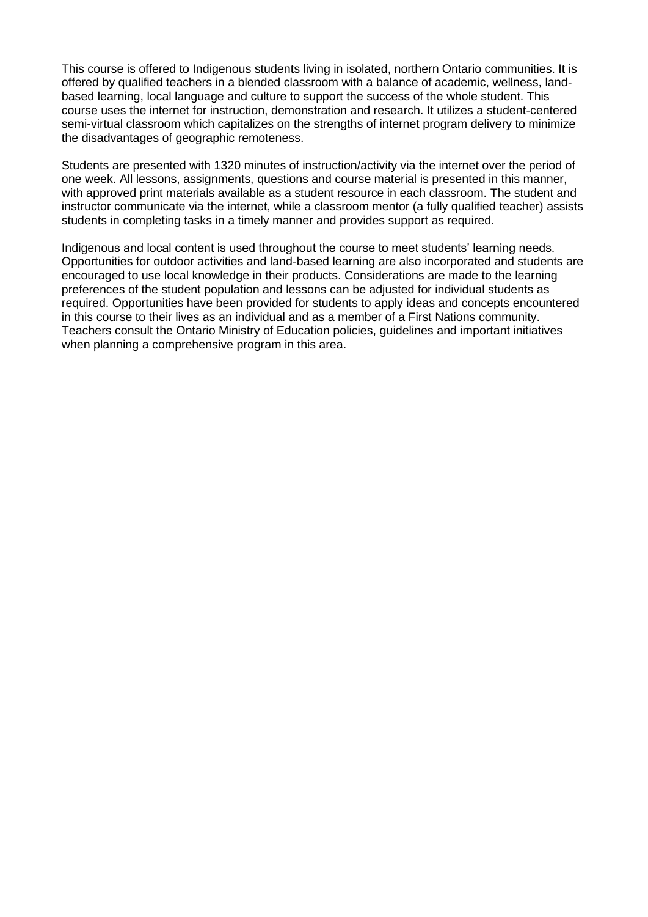This course is offered to Indigenous students living in isolated, northern Ontario communities. It is offered by qualified teachers in a blended classroom with a balance of academic, wellness, land-based learning, local language and culture to support the success of the whole student. This course uses the internet for instruction, demonstration and research. It utilizes a student-centered semi-virtual classroom which capitalizes on the strengths of internet program delivery to minimize the disadvantages of geographic remoteness.

Students are presented with 1320 minutes of instruction/activity via the internet over the period of one week. All lessons, assignments, questions and course material is presented in this manner, with approved print materials available as a student resource in each classroom. The student and instructor communicate via the internet, while a classroom mentor (a fully qualified teacher) assists students in completing tasks in a timely manner and provides support as required.

Indigenous and local content is used throughout the course to meet students' learning needs. Opportunities for outdoor activities and land-based learning are also incorporated and students are encouraged to use local knowledge in their products. Considerations are made to the learning preferences of the student population and lessons can be adjusted for individual students as required. Opportunities have been provided for students to apply ideas and concepts encountered in this course to their lives as an individual and as a member of a First Nations community. Teachers consult the Ontario Ministry of Education policies, guidelines and important initiatives when planning a comprehensive program in this area.